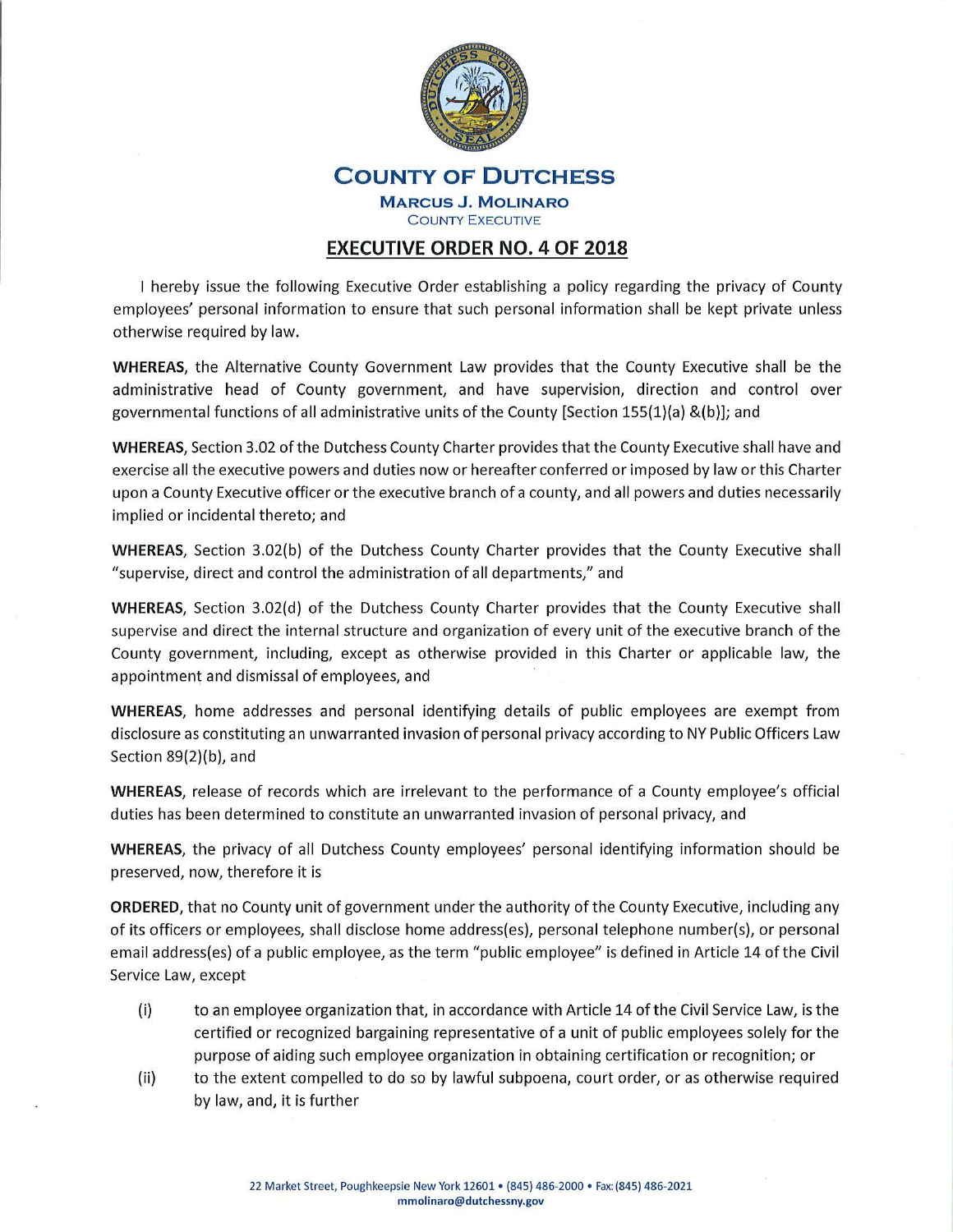# COUNTY OF DUTCHESS

**MARCUS J. MOLINARO**
COUNTY EXECUTIVE

## EXECUTIVE ORDER NO. 4 OF 2018

I hereby issue the following Executive Order establishing a policy regarding the privacy of County employees' personal information to ensure that such personal information shall be kept private unless otherwise required by law.

**WHEREAS**, the Alternative County Government Law provides that the County Executive shall be the administrative head of County government, and have supervision, direction and control over governmental functions of all administrative units of the County [Section 155(1)(a) &(b)]; and

**WHEREAS**, Section 3.02 of the Dutchess County Charter provides that the County Executive shall have and exercise all the executive powers and duties now or hereafter conferred or imposed by law or this Charter upon a County Executive officer or the executive branch of a county, and all powers and duties necessarily implied or incidental thereto; and

**WHEREAS**, Section 3.02(b) of the Dutchess County Charter provides that the County Executive shall "supervise, direct and control the administration of all departments," and

**WHEREAS**, Section 3.02(d) of the Dutchess County Charter provides that the County Executive shall supervise and direct the internal structure and organization of every unit of the executive branch of the County government, including, except as otherwise provided in this Charter or applicable law, the appointment and dismissal of employees, and

**WHEREAS**, home addresses and personal identifying details of public employees are exempt from disclosure as constituting an unwarranted invasion of personal privacy according to NY Public Officers Law Section 89(2)(b), and

**WHEREAS**, release of records which are irrelevant to the performance of a County employee's official duties has been determined to constitute an unwarranted invasion of personal privacy, and

**WHEREAS**, the privacy of all Dutchess County employees' personal identifying information should be preserved, now, therefore it is

**ORDERED**, that no County unit of government under the authority of the County Executive, including any of its officers or employees, shall disclose home address(es), personal telephone number(s), or personal email address(es) of a public employee, as the term "public employee" is defined in Article 14 of the Civil Service Law, except

(i) to an employee organization that, in accordance with Article 14 of the Civil Service Law, is the certified or recognized bargaining representative of a unit of public employees solely for the purpose of aiding such employee organization in obtaining certification or recognition; or

(ii) to the extent compelled to do so by lawful subpoena, court order, or as otherwise required by law, and, it is further

22 Market Street, Poughkeepsie New York 12601 • (845) 486-2000 • Fax: (845) 486-2021
mmolinaro@dutchessny.gov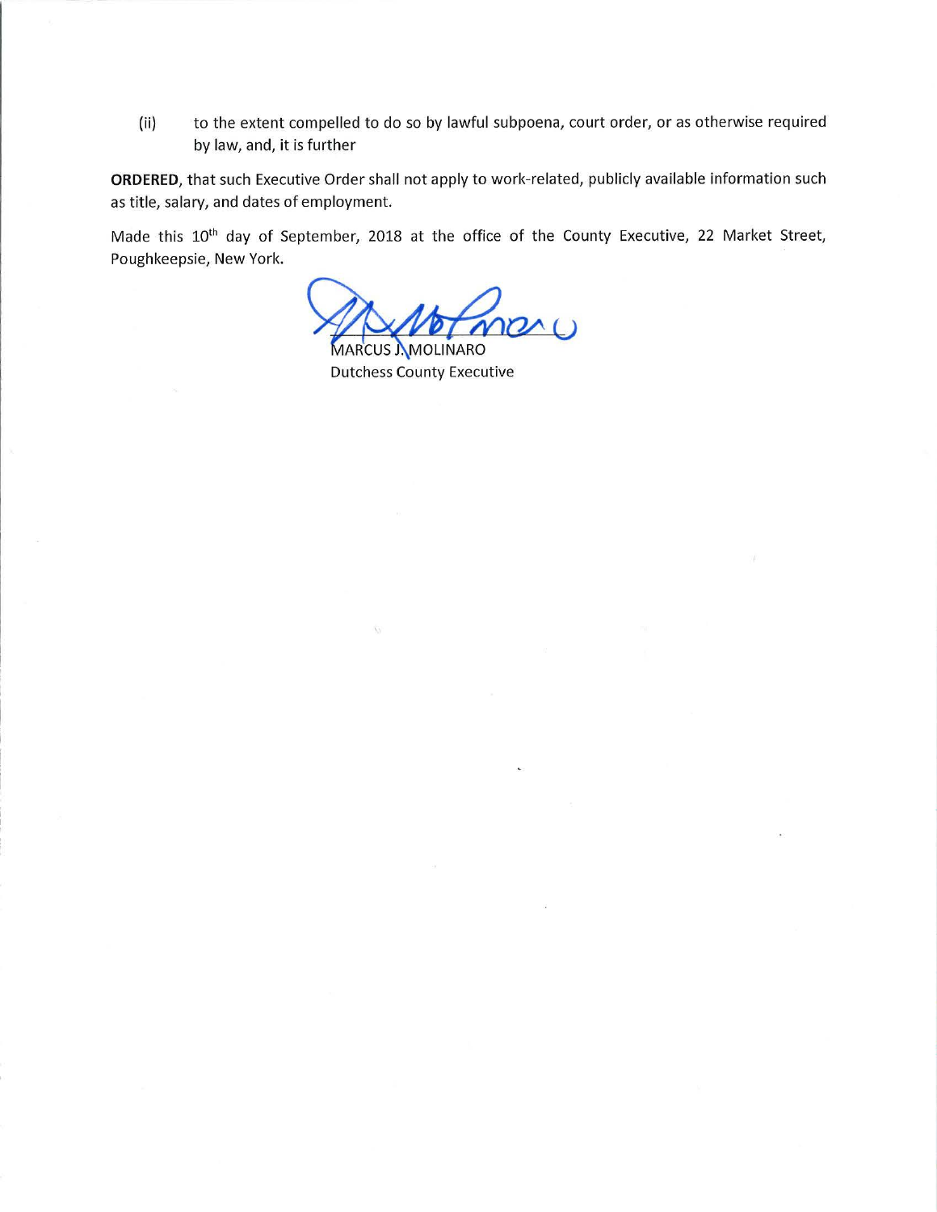(ii) to the extent compelled to do so by lawful subpoena, court order, or as otherwise required by law, and, it is further

**ORDERED**, that such Executive Order shall not apply to work-related, publicly available information such as title, salary, and dates of employment.

Made this 10th day of September, 2018 at the office of the County Executive, 22 Market Street, Poughkeepsie, New York.

MARCUS J. MOLINARO
Dutchess County Executive